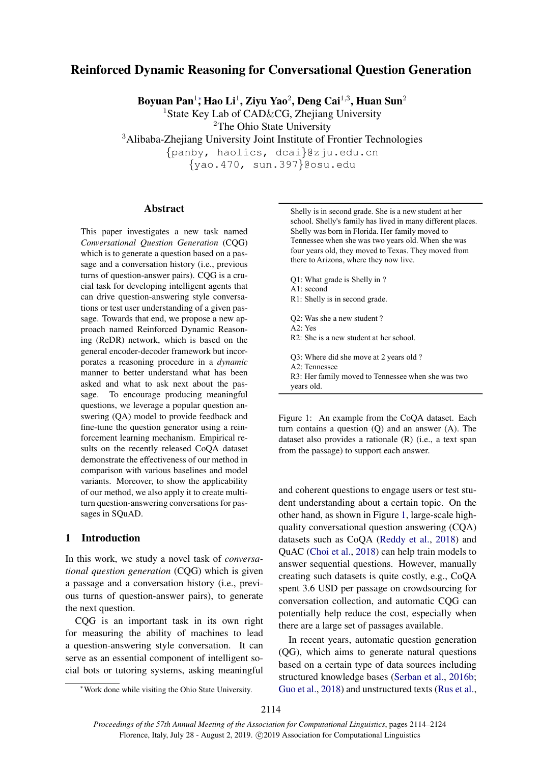# Reinforced Dynamic Reasoning for Conversational Question Generation

**Boyuan Pan[1]*, Hao Li[1], Ziyu Yao[2], Deng Cai[1,3], Huan Sun[2]**

[1]State Key Lab of CAD&CG, Zhejiang University
[2]The Ohio State University
[3]Alibaba-Zhejiang University Joint Institute of Frontier Technologies

{panby, haolics, dcai}@zju.edu.cn
{yao.470, sun.397}@osu.edu

## Abstract

This paper investigates a new task named *Conversational Question Generation* (CQG) which is to generate a question based on a passage and a conversation history (i.e., previous turns of question-answer pairs). CQG is a crucial task for developing intelligent agents that can drive question-answering style conversations or test user understanding of a given passage. Towards that end, we propose a new approach named Reinforced Dynamic Reasoning (ReDR) network, which is based on the general encoder-decoder framework but incorporates a reasoning procedure in a *dynamic* manner to better understand what has been asked and what to ask next about the passage. To encourage producing meaningful questions, we leverage a popular question answering (QA) model to provide feedback and fine-tune the question generator using a reinforcement learning mechanism. Empirical results on the recently released CoQA dataset demonstrate the effectiveness of our method in comparison with various baselines and model variants. Moreover, to show the applicability of our method, we also apply it to create multi-turn question-answering conversations for passages in SQuAD.

## 1 Introduction

In this work, we study a novel task of *conversational question generation* (CQG) which is given a passage and a conversation history (i.e., previous turns of question-answer pairs), to generate the next question.

CQG is an important task in its own right for measuring the ability of machines to lead a question-answering style conversation. It can serve as an essential component of intelligent social bots or tutoring systems, asking meaningful and coherent questions to engage users or test student understanding about a certain topic. On the other hand, as shown in Figure 1, large-scale high-quality conversational question answering (CQA) datasets such as CoQA (Reddy et al., 2018) and QuAC (Choi et al., 2018) can help train models to answer sequential questions. However, manually creating such datasets is quite costly, e.g., CoQA spent 3.6 USD per passage on crowdsourcing for conversation collection, and automatic CQG can potentially help reduce the cost, especially when there are a large set of passages available.

In recent years, automatic question generation (QG), which aims to generate natural questions based on a certain type of data sources including structured knowledge bases (Serban et al., 2016b; Guo et al., 2018) and unstructured texts (Rus et al.,

---

Shelly is in second grade. She is a new student at her school. Shelly's family has lived in many different places. Shelly was born in Florida. Her family moved to Tennessee when she was two years old. When she was four years old, they moved to Texas. They moved from there to Arizona, where they now live.

Q1: What grade is Shelly in ?
A1: second
R1: Shelly is in second grade.

Q2: Was she a new student ?
A2: Yes
R2: She is a new student at her school.

Q3: Where did she move at 2 years old ?
A2: Tennessee
R3: Her family moved to Tennessee when she was two years old.

---

Figure 1: An example from the CoQA dataset. Each turn contains a question (Q) and an answer (A). The dataset also provides a rationale (R) (i.e., a text span from the passage) to support each answer.

---

*Work done while visiting the Ohio State University.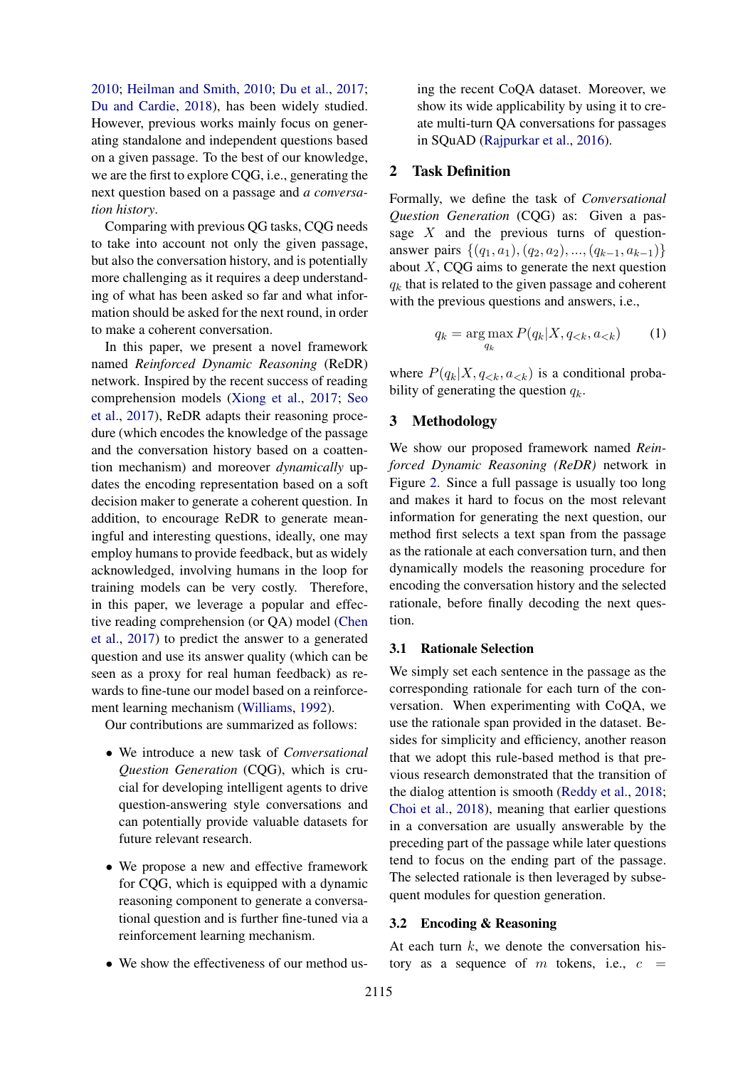2010; Heilman and Smith, 2010; Du et al., 2017; Du and Cardie, 2018), has been widely studied. However, previous works mainly focus on generating standalone and independent questions based on a given passage. To the best of our knowledge, we are the first to explore CQG, i.e., generating the next question based on a passage and *a conversation history*.

Comparing with previous QG tasks, CQG needs to take into account not only the given passage, but also the conversation history, and is potentially more challenging as it requires a deep understanding of what has been asked so far and what information should be asked for the next round, in order to make a coherent conversation.

In this paper, we present a novel framework named *Reinforced Dynamic Reasoning* (ReDR) network. Inspired by the recent success of reading comprehension models (Xiong et al., 2017; Seo et al., 2017), ReDR adapts their reasoning procedure (which encodes the knowledge of the passage and the conversation history based on a coattention mechanism) and moreover *dynamically* updates the encoding representation based on a soft decision maker to generate a coherent question. In addition, to encourage ReDR to generate meaningful and interesting questions, ideally, one may employ humans to provide feedback, but as widely acknowledged, involving humans in the loop for training models can be very costly. Therefore, in this paper, we leverage a popular and effective reading comprehension (or QA) model (Chen et al., 2017) to predict the answer to a generated question and use its answer quality (which can be seen as a proxy for real human feedback) as rewards to fine-tune our model based on a reinforcement learning mechanism (Williams, 1992).

Our contributions are summarized as follows:

- We introduce a new task of *Conversational Question Generation* (CQG), which is crucial for developing intelligent agents to drive question-answering style conversations and can potentially provide valuable datasets for future relevant research.
- We propose a new and effective framework for CQG, which is equipped with a dynamic reasoning component to generate a conversational question and is further fine-tuned via a reinforcement learning mechanism.
- We show the effectiveness of our method using the recent CoQA dataset. Moreover, we show its wide applicability by using it to create multi-turn QA conversations for passages in SQuAD (Rajpurkar et al., 2016).

## 2 Task Definition

Formally, we define the task of *Conversational Question Generation* (CQG) as: Given a passage $X$ and the previous turns of question-answer pairs $\{(q_1, a_1), (q_2, a_2), ..., (q_{k-1}, a_{k-1})\}$ about $X$, CQG aims to generate the next question $q_k$ that is related to the given passage and coherent with the previous questions and answers, i.e.,

$$q_k = \arg\max_{q_k} P(q_k | X, q_{<k}, a_{<k}) \qquad (1)$$

where $P(q_k | X, q_{<k}, a_{<k})$ is a conditional probability of generating the question $q_k$.

## 3 Methodology

We show our proposed framework named *Reinforced Dynamic Reasoning (ReDR)* network in Figure 2. Since a full passage is usually too long and makes it hard to focus on the most relevant information for generating the next question, our method first selects a text span from the passage as the rationale at each conversation turn, and then dynamically models the reasoning procedure for encoding the conversation history and the selected rationale, before finally decoding the next question.

### 3.1 Rationale Selection

We simply set each sentence in the passage as the corresponding rationale for each turn of the conversation. When experimenting with CoQA, we use the rationale span provided in the dataset. Besides for simplicity and efficiency, another reason that we adopt this rule-based method is that previous research demonstrated that the transition of the dialog attention is smooth (Reddy et al., 2018; Choi et al., 2018), meaning that earlier questions in a conversation are usually answerable by the preceding part of the passage while later questions tend to focus on the ending part of the passage. The selected rationale is then leveraged by subsequent modules for question generation.

### 3.2 Encoding & Reasoning

At each turn $k$, we denote the conversation history as a sequence of $m$ tokens, i.e., $c$ =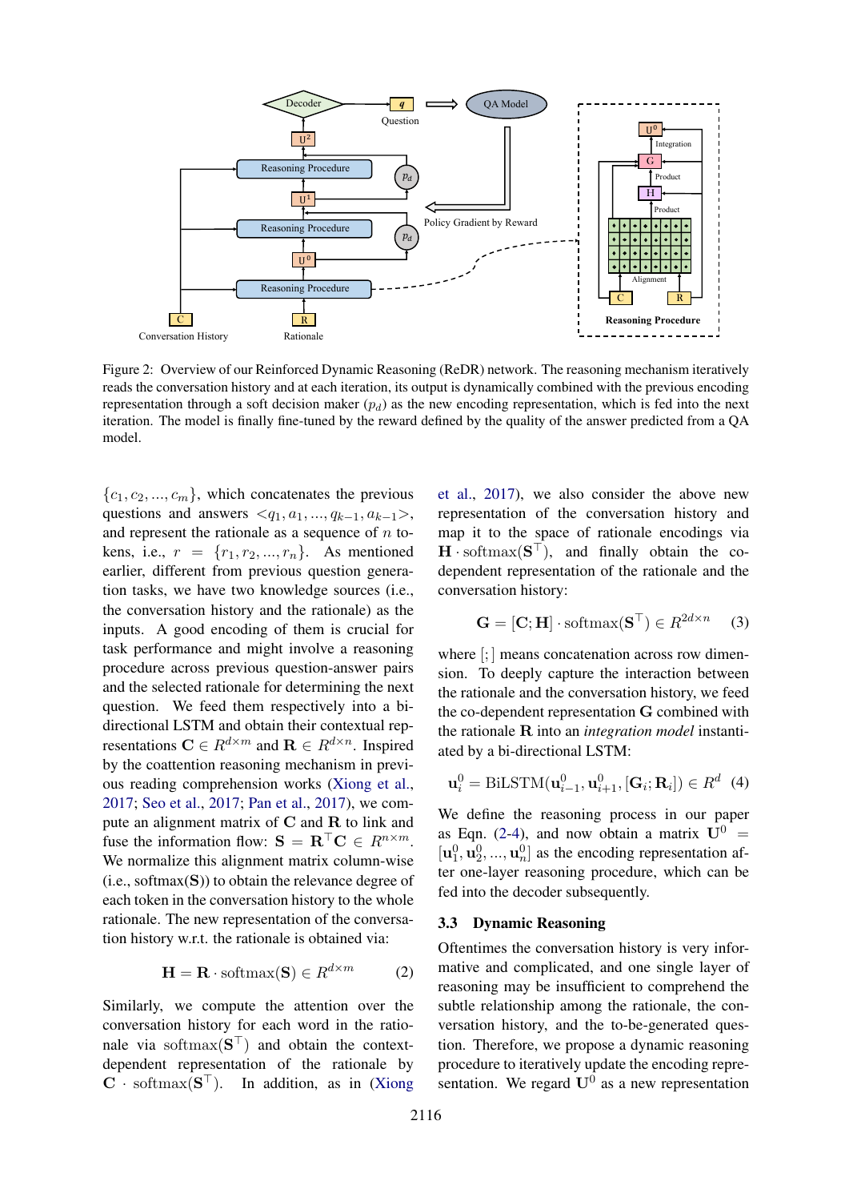Figure 2: Overview of our Reinforced Dynamic Reasoning (ReDR) network. The reasoning mechanism iteratively reads the conversation history and at each iteration, its output is dynamically combined with the previous encoding representation through a soft decision maker ($p_d$) as the new encoding representation, which is fed into the next iteration. The model is finally fine-tuned by the reward defined by the quality of the answer predicted from a QA model.

$\{c_1, c_2, ..., c_m\}$, which concatenates the previous questions and answers $<q_1, a_1, ..., q_{k-1}, a_{k-1}>$, and represent the rationale as a sequence of $n$ tokens, i.e., $r = \{r_1, r_2, ..., r_n\}$. As mentioned earlier, different from previous question generation tasks, we have two knowledge sources (i.e., the conversation history and the rationale) as the inputs. A good encoding of them is crucial for task performance and might involve a reasoning procedure across previous question-answer pairs and the selected rationale for determining the next question. We feed them respectively into a bidirectional LSTM and obtain their contextual representations $\mathbf{C} \in R^{d \times m}$ and $\mathbf{R} \in R^{d \times n}$. Inspired by the coattention reasoning mechanism in previous reading comprehension works (Xiong et al., 2017; Seo et al., 2017; Pan et al., 2017), we compute an alignment matrix of $\mathbf{C}$ and $\mathbf{R}$ to link and fuse the information flow: $\mathbf{S} = \mathbf{R}^\top \mathbf{C} \in R^{n \times m}$. We normalize this alignment matrix column-wise (i.e., softmax($\mathbf{S}$)) to obtain the relevance degree of each token in the conversation history to the whole rationale. The new representation of the conversation history w.r.t. the rationale is obtained via:

$$\mathbf{H} = \mathbf{R} \cdot \text{softmax}(\mathbf{S}) \in R^{d \times m} \quad (2)$$

Similarly, we compute the attention over the conversation history for each word in the rationale via $\text{softmax}(\mathbf{S}^\top)$ and obtain the context-dependent representation of the rationale by $\mathbf{C} \cdot \text{softmax}(\mathbf{S}^\top)$. In addition, as in (Xiong et al., 2017), we also consider the above new representation of the conversation history and map it to the space of rationale encodings via $\mathbf{H} \cdot \text{softmax}(\mathbf{S}^\top)$, and finally obtain the co-dependent representation of the rationale and the conversation history:

$$\mathbf{G} = [\mathbf{C}; \mathbf{H}] \cdot \text{softmax}(\mathbf{S}^\top) \in R^{2d \times n} \quad (3)$$

where $[;]$ means concatenation across row dimension. To deeply capture the interaction between the rationale and the conversation history, we feed the co-dependent representation $\mathbf{G}$ combined with the rationale $\mathbf{R}$ into an *integration model* instantiated by a bi-directional LSTM:

$$\mathbf{u}_i^0 = \text{BiLSTM}(\mathbf{u}_{i-1}^0, \mathbf{u}_{i+1}^0, [\mathbf{G}_i; \mathbf{R}_i]) \in R^d \quad (4)$$

We define the reasoning process in our paper as Eqn. (2-4), and now obtain a matrix $\mathbf{U}^0 = [\mathbf{u}_1^0, \mathbf{u}_2^0, ..., \mathbf{u}_n^0]$ as the encoding representation after one-layer reasoning procedure, which can be fed into the decoder subsequently.

### 3.3 Dynamic Reasoning

Oftentimes the conversation history is very informative and complicated, and one single layer of reasoning may be insufficient to comprehend the subtle relationship among the rationale, the conversation history, and the to-be-generated question. Therefore, we propose a dynamic reasoning procedure to iteratively update the encoding representation. We regard $\mathbf{U}^0$ as a new representation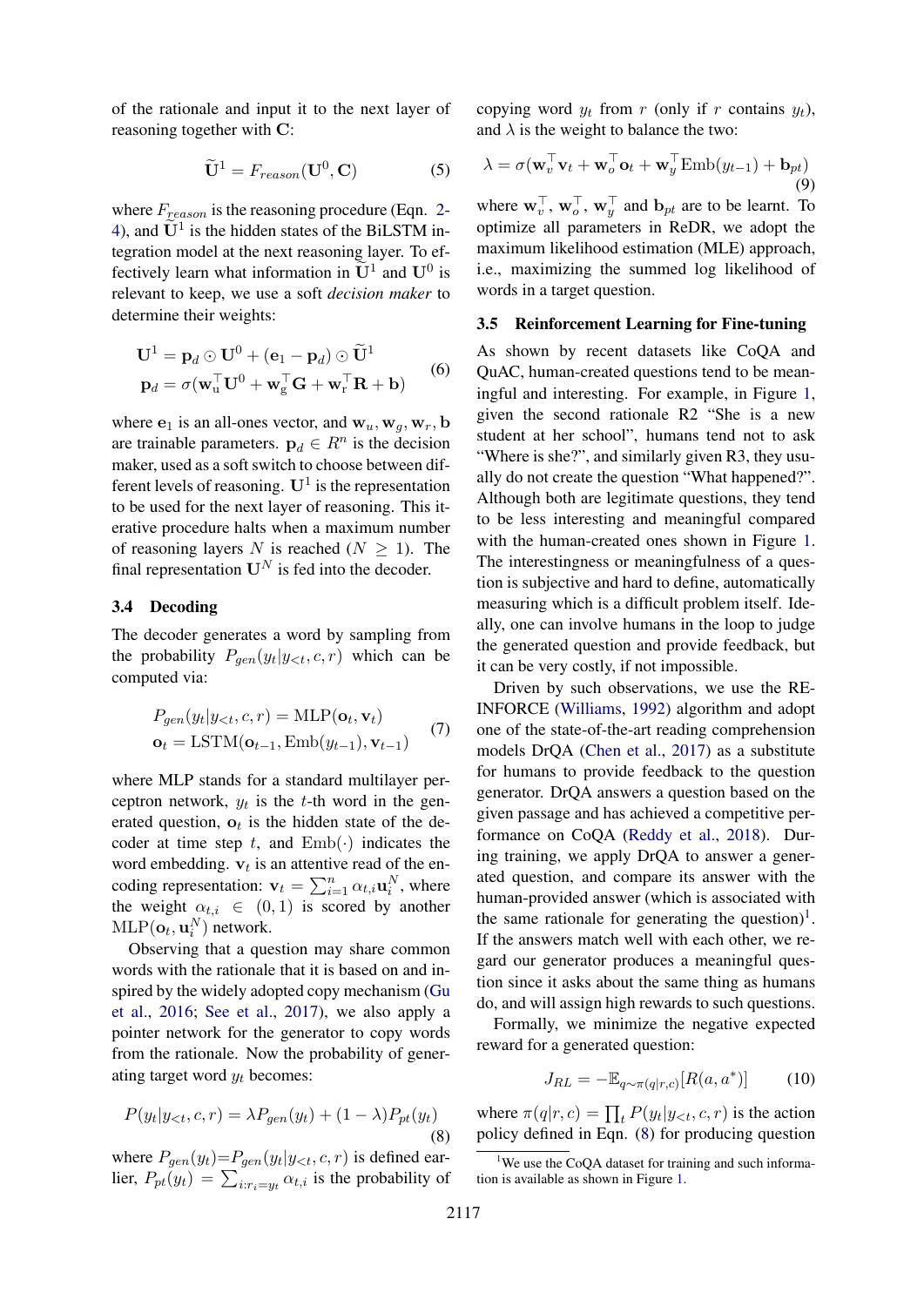of the rationale and input it to the next layer of reasoning together with $\mathbf{C}$:

$$\widetilde{\mathbf{U}}^1 = F_{reason}(\mathbf{U}^0, \mathbf{C}) \tag{5}$$

where $F_{reason}$ is the reasoning procedure (Eqn. 2-4), and $\widetilde{\mathbf{U}}^1$ is the hidden states of the BiLSTM integration model at the next reasoning layer. To effectively learn what information in $\widetilde{\mathbf{U}}^1$ and $\mathbf{U}^0$ is relevant to keep, we use a soft *decision maker* to determine their weights:

$$\begin{aligned} \mathbf{U}^1 &= \mathbf{p}_d \odot \mathbf{U}^0 + (\mathbf{e}_1 - \mathbf{p}_d) \odot \widetilde{\mathbf{U}}^1 \\ \mathbf{p}_d &= \sigma(\mathbf{w}_\mathrm{u}^\top \mathbf{U}^0 + \mathbf{w}_\mathrm{g}^\top \mathbf{G} + \mathbf{w}_\mathrm{r}^\top \mathbf{R} + \mathbf{b}) \end{aligned} \tag{6}$$

where $\mathbf{e}_1$ is an all-ones vector, and $\mathbf{w}_u, \mathbf{w}_g, \mathbf{w}_r, \mathbf{b}$ are trainable parameters. $\mathbf{p}_d \in R^n$ is the decision maker, used as a soft switch to choose between different levels of reasoning. $\mathbf{U}^1$ is the representation to be used for the next layer of reasoning. This iterative procedure halts when a maximum number of reasoning layers $N$ is reached ($N \geq 1$). The final representation $\mathbf{U}^N$ is fed into the decoder.

### 3.4 Decoding

The decoder generates a word by sampling from the probability $P_{gen}(y_t|y_{<t}, c, r)$ which can be computed via:

$$\begin{aligned} P_{gen}(y_t|y_{<t}, c, r) &= \mathrm{MLP}(\mathbf{o}_t, \mathbf{v}_t) \\ \mathbf{o}_t &= \mathrm{LSTM}(\mathbf{o}_{t-1}, \mathrm{Emb}(y_{t-1}), \mathbf{v}_{t-1}) \end{aligned} \tag{7}$$

where MLP stands for a standard multilayer perceptron network, $y_t$ is the $t$-th word in the generated question, $\mathbf{o}_t$ is the hidden state of the decoder at time step $t$, and $\mathrm{Emb}(\cdot)$ indicates the word embedding. $\mathbf{v}_t$ is an attentive read of the encoding representation: $\mathbf{v}_t = \sum_{i=1}^{n} \alpha_{t,i} \mathbf{u}_i^N$, where the weight $\alpha_{t,i} \in (0, 1)$ is scored by another $\mathrm{MLP}(\mathbf{o}_t, \mathbf{u}_i^N)$ network.

Observing that a question may share common words with the rationale that it is based on and inspired by the widely adopted copy mechanism (Gu et al., 2016; See et al., 2017), we also apply a pointer network for the generator to copy words from the rationale. Now the probability of generating target word $y_t$ becomes:

$$P(y_t|y_{<t}, c, r) = \lambda P_{gen}(y_t) + (1 - \lambda) P_{pt}(y_t) \tag{8}$$

where $P_{gen}(y_t)$=$P_{gen}(y_t|y_{<t}, c, r)$ is defined earlier, $P_{pt}(y_t) = \sum_{i:r_i=y_t} \alpha_{t,i}$ is the probability of copying word $y_t$ from $r$ (only if $r$ contains $y_t$), and $\lambda$ is the weight to balance the two:

$$\lambda = \sigma(\mathbf{w}_v^\top \mathbf{v}_t + \mathbf{w}_o^\top \mathbf{o}_t + \mathbf{w}_y^\top \mathrm{Emb}(y_{t-1}) + \mathbf{b}_{pt}) \tag{9}$$

where $\mathbf{w}_v^\top$, $\mathbf{w}_o^\top$, $\mathbf{w}_y^\top$ and $\mathbf{b}_{pt}$ are to be learnt. To optimize all parameters in ReDR, we adopt the maximum likelihood estimation (MLE) approach, i.e., maximizing the summed log likelihood of words in a target question.

### 3.5 Reinforcement Learning for Fine-tuning

As shown by recent datasets like CoQA and QuAC, human-created questions tend to be meaningful and interesting. For example, in Figure 1, given the second rationale R2 "She is a new student at her school", humans tend not to ask "Where is she?", and similarly given R3, they usually do not create the question "What happened?". Although both are legitimate questions, they tend to be less interesting and meaningful compared with the human-created ones shown in Figure 1. The interestingness or meaningfulness of a question is subjective and hard to define, automatically measuring which is a difficult problem itself. Ideally, one can involve humans in the loop to judge the generated question and provide feedback, but it can be very costly, if not impossible.

Driven by such observations, we use the REINFORCE (Williams, 1992) algorithm and adopt one of the state-of-the-art reading comprehension models DrQA (Chen et al., 2017) as a substitute for humans to provide feedback to the question generator. DrQA answers a question based on the given passage and has achieved a competitive performance on CoQA (Reddy et al., 2018). During training, we apply DrQA to answer a generated question, and compare its answer with the human-provided answer (which is associated with the same rationale for generating the question)[1]. If the answers match well with each other, we regard our generator produces a meaningful question since it asks about the same thing as humans do, and will assign high rewards to such questions.

Formally, we minimize the negative expected reward for a generated question:

$$J_{RL} = -\mathbb{E}_{q \sim \pi(q|r,c)}[R(a, a^*)] \tag{10}$$

where $\pi(q|r, c) = \prod_t P(y_t|y_{<t}, c, r)$ is the action policy defined in Eqn. (8) for producing question

[1] We use the CoQA dataset for training and such information is available as shown in Figure 1.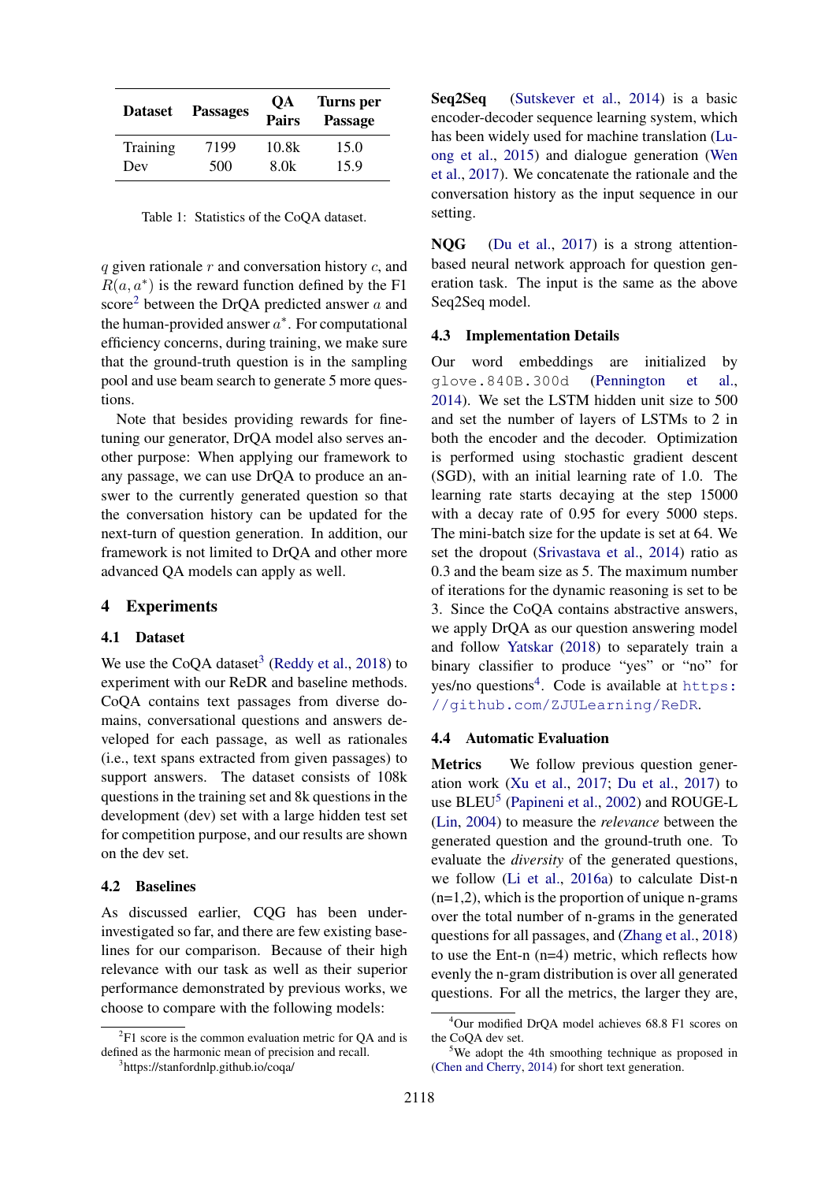| Dataset | Passages | QA Pairs | Turns per Passage |
|---|---|---|---|
| Training | 7199 | 10.8k | 15.0 |
| Dev | 500 | 8.0k | 15.9 |

Table 1: Statistics of the CoQA dataset.

$q$ given rationale $r$ and conversation history $c$, and $R(a, a^*)$ is the reward function defined by the F1 score[2] between the DrQA predicted answer $a$ and the human-provided answer $a^*$. For computational efficiency concerns, during training, we make sure that the ground-truth question is in the sampling pool and use beam search to generate 5 more questions.

Note that besides providing rewards for fine-tuning our generator, DrQA model also serves another purpose: When applying our framework to any passage, we can use DrQA to produce an answer to the currently generated question so that the conversation history can be updated for the next-turn of question generation. In addition, our framework is not limited to DrQA and other more advanced QA models can apply as well.

# 4 Experiments

## 4.1 Dataset

We use the CoQA dataset[3] (Reddy et al., 2018) to experiment with our ReDR and baseline methods. CoQA contains text passages from diverse domains, conversational questions and answers developed for each passage, as well as rationales (i.e., text spans extracted from given passages) to support answers. The dataset consists of 108k questions in the training set and 8k questions in the development (dev) set with a large hidden test set for competition purpose, and our results are shown on the dev set.

## 4.2 Baselines

As discussed earlier, CQG has been under-investigated so far, and there are few existing baselines for our comparison. Because of their high relevance with our task as well as their superior performance demonstrated by previous works, we choose to compare with the following models:

**Seq2Seq** (Sutskever et al., 2014) is a basic encoder-decoder sequence learning system, which has been widely used for machine translation (Luong et al., 2015) and dialogue generation (Wen et al., 2017). We concatenate the rationale and the conversation history as the input sequence in our setting.

**NQG** (Du et al., 2017) is a strong attention-based neural network approach for question generation task. The input is the same as the above Seq2Seq model.

## 4.3 Implementation Details

Our word embeddings are initialized by `glove.840B.300d` (Pennington et al., 2014). We set the LSTM hidden unit size to 500 and set the number of layers of LSTMs to 2 in both the encoder and the decoder. Optimization is performed using stochastic gradient descent (SGD), with an initial learning rate of 1.0. The learning rate starts decaying at the step 15000 with a decay rate of 0.95 for every 5000 steps. The mini-batch size for the update is set at 64. We set the dropout (Srivastava et al., 2014) ratio as 0.3 and the beam size as 5. The maximum number of iterations for the dynamic reasoning is set to be 3. Since the CoQA contains abstractive answers, we apply DrQA as our question answering model and follow Yatskar (2018) to separately train a binary classifier to produce "yes" or "no" for yes/no questions[4]. Code is available at https://github.com/ZJULearning/ReDR.

## 4.4 Automatic Evaluation

**Metrics** We follow previous question generation work (Xu et al., 2017; Du et al., 2017) to use BLEU[5] (Papineni et al., 2002) and ROUGE-L (Lin, 2004) to measure the *relevance* between the generated question and the ground-truth one. To evaluate the *diversity* of the generated questions, we follow (Li et al., 2016a) to calculate Dist-n (n=1,2), which is the proportion of unique n-grams over the total number of n-grams in the generated questions for all passages, and (Zhang et al., 2018) to use the Ent-n (n=4) metric, which reflects how evenly the n-gram distribution is over all generated questions. For all the metrics, the larger they are,

[2] F1 score is the common evaluation metric for QA and is defined as the harmonic mean of precision and recall.

[3] https://stanfordnlp.github.io/coqa/

[4] Our modified DrQA model achieves 68.8 F1 scores on the CoQA dev set.

[5] We adopt the 4th smoothing technique as proposed in (Chen and Cherry, 2014) for short text generation.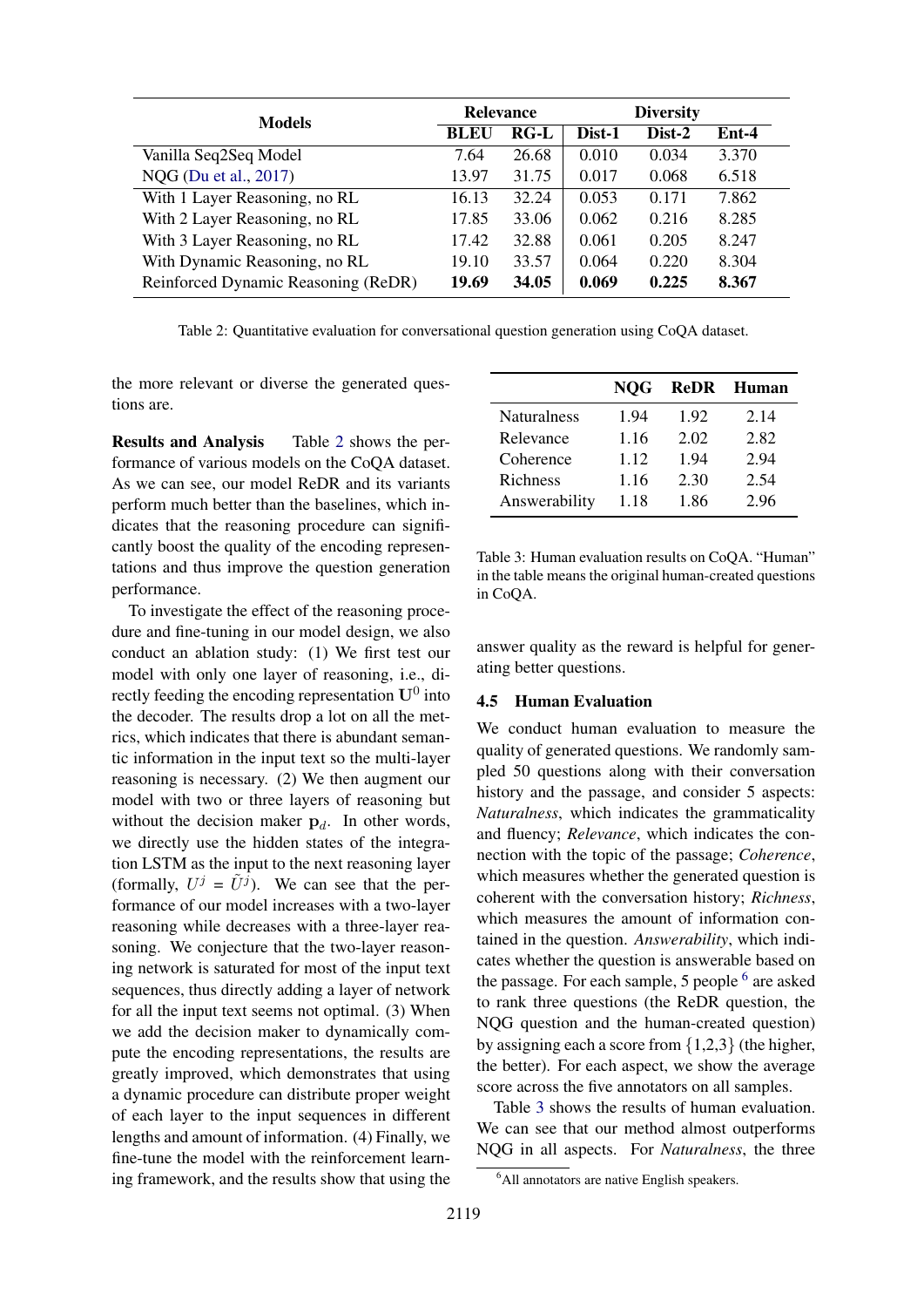| Models | Relevance | | Diversity | | |
|---|---|---|---|---|---|
| | **BLEU** | **RG-L** | **Dist-1** | **Dist-2** | **Ent-4** |
| Vanilla Seq2Seq Model | 7.64 | 26.68 | 0.010 | 0.034 | 3.370 |
| NQG (Du et al., 2017) | 13.97 | 31.75 | 0.017 | 0.068 | 6.518 |
| With 1 Layer Reasoning, no RL | 16.13 | 32.24 | 0.053 | 0.171 | 7.862 |
| With 2 Layer Reasoning, no RL | 17.85 | 33.06 | 0.062 | 0.216 | 8.285 |
| With 3 Layer Reasoning, no RL | 17.42 | 32.88 | 0.061 | 0.205 | 8.247 |
| With Dynamic Reasoning, no RL | 19.10 | 33.57 | 0.064 | 0.220 | 8.304 |
| Reinforced Dynamic Reasoning (ReDR) | **19.69** | **34.05** | **0.069** | **0.225** | **8.367** |

Table 2: Quantitative evaluation for conversational question generation using CoQA dataset.

the more relevant or diverse the generated questions are.

**Results and Analysis** Table 2 shows the performance of various models on the CoQA dataset. As we can see, our model ReDR and its variants perform much better than the baselines, which indicates that the reasoning procedure can significantly boost the quality of the encoding representations and thus improve the question generation performance.

To investigate the effect of the reasoning procedure and fine-tuning in our model design, we also conduct an ablation study: (1) We first test our model with only one layer of reasoning, i.e., directly feeding the encoding representation $\mathbf{U}^0$ into the decoder. The results drop a lot on all the metrics, which indicates that there is abundant semantic information in the input text so the multi-layer reasoning is necessary. (2) We then augment our model with two or three layers of reasoning but without the decision maker $\mathbf{p}_d$. In other words, we directly use the hidden states of the integration LSTM as the input to the next reasoning layer (formally, $U^j = \tilde{U}^j$). We can see that the performance of our model increases with a two-layer reasoning while decreases with a three-layer reasoning. We conjecture that the two-layer reasoning network is saturated for most of the input text sequences, thus directly adding a layer of network for all the input text seems not optimal. (3) When we add the decision maker to dynamically compute the encoding representations, the results are greatly improved, which demonstrates that using a dynamic procedure can distribute proper weight of each layer to the input sequences in different lengths and amount of information. (4) Finally, we fine-tune the model with the reinforcement learning framework, and the results show that using the answer quality as the reward is helpful for generating better questions.

| | **NQG** | **ReDR** | **Human** |
|---|---|---|---|
| Naturalness | 1.94 | 1.92 | 2.14 |
| Relevance | 1.16 | 2.02 | 2.82 |
| Coherence | 1.12 | 1.94 | 2.94 |
| Richness | 1.16 | 2.30 | 2.54 |
| Answerability | 1.18 | 1.86 | 2.96 |

Table 3: Human evaluation results on CoQA. "Human" in the table means the original human-created questions in CoQA.

### 4.5 Human Evaluation

We conduct human evaluation to measure the quality of generated questions. We randomly sampled 50 questions along with their conversation history and the passage, and consider 5 aspects: *Naturalness*, which indicates the grammaticality and fluency; *Relevance*, which indicates the connection with the topic of the passage; *Coherence*, which measures whether the generated question is coherent with the conversation history; *Richness*, which measures the amount of information contained in the question. *Answerability*, which indicates whether the question is answerable based on the passage. For each sample, 5 people [6] are asked to rank three questions (the ReDR question, the NQG question and the human-created question) by assigning each a score from $\{1,2,3\}$ (the higher, the better). For each aspect, we show the average score across the five annotators on all samples.

Table 3 shows the results of human evaluation. We can see that our method almost outperforms NQG in all aspects. For *Naturalness*, the three

[6] All annotators are native English speakers.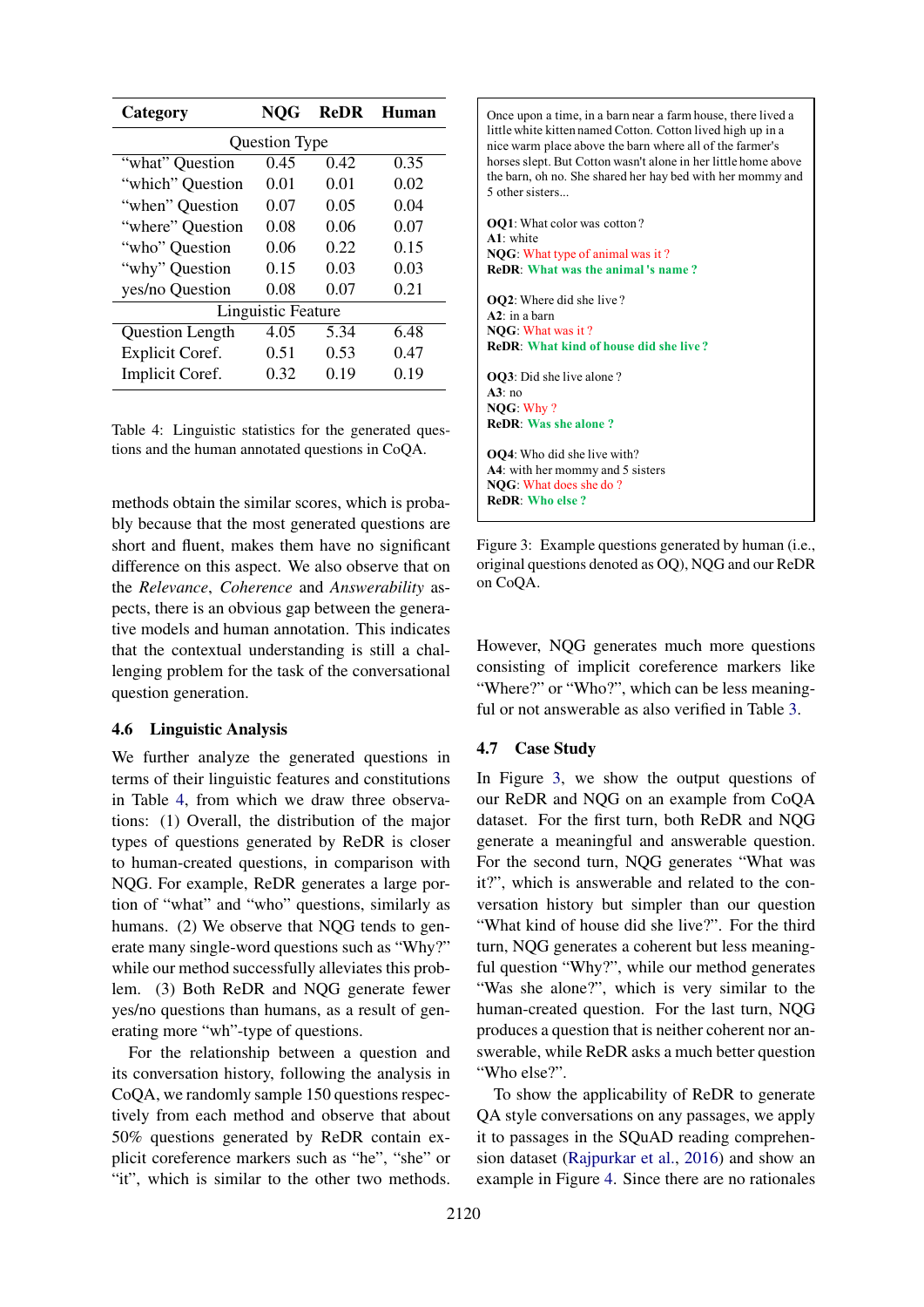| Category | NQG | ReDR | Human |
|---|---|---|---|
| Question Type | | | |
| "what" Question | 0.45 | 0.42 | 0.35 |
| "which" Question | 0.01 | 0.01 | 0.02 |
| "when" Question | 0.07 | 0.05 | 0.04 |
| "where" Question | 0.08 | 0.06 | 0.07 |
| "who" Question | 0.06 | 0.22 | 0.15 |
| "why" Question | 0.15 | 0.03 | 0.03 |
| yes/no Question | 0.08 | 0.07 | 0.21 |
| Linguistic Feature | | | |
| Question Length | 4.05 | 5.34 | 6.48 |
| Explicit Coref. | 0.51 | 0.53 | 0.47 |
| Implicit Coref. | 0.32 | 0.19 | 0.19 |

Table 4: Linguistic statistics for the generated questions and the human annotated questions in CoQA.

methods obtain the similar scores, which is probably because that the most generated questions are short and fluent, makes them have no significant difference on this aspect. We also observe that on the *Relevance*, *Coherence* and *Answerability* aspects, there is an obvious gap between the generative models and human annotation. This indicates that the contextual understanding is still a challenging problem for the task of the conversational question generation.

### 4.6 Linguistic Analysis

We further analyze the generated questions in terms of their linguistic features and constitutions in Table 4, from which we draw three observations: (1) Overall, the distribution of the major types of questions generated by ReDR is closer to human-created questions, in comparison with NQG. For example, ReDR generates a large portion of "what" and "who" questions, similarly as humans. (2) We observe that NQG tends to generate many single-word questions such as "Why?" while our method successfully alleviates this problem. (3) Both ReDR and NQG generate fewer yes/no questions than humans, as a result of generating more "wh"-type of questions.

For the relationship between a question and its conversation history, following the analysis in CoQA, we randomly sample 150 questions respectively from each method and observe that about 50% questions generated by ReDR contain explicit coreference markers such as "he", "she" or "it", which is similar to the other two methods.

Once upon a time, in a barn near a farm house, there lived a little white kitten named Cotton. Cotton lived high up in a nice warm place above the barn where all of the farmer's horses slept. But Cotton wasn't alone in her little home above the barn, oh no. She shared her hay bed with her mommy and 5 other sisters...

**OQ1**: What color was cotton ?
**A1**: white
**NQG**: What type of animal was it ?
**ReDR**: **What was the animal 's name ?**

**OQ2**: Where did she live ?
**A2**: in a barn
**NQG**: What was it ?
**ReDR**: **What kind of house did she live ?**

**OQ3**: Did she live alone ?
**A3**: no
**NQG**: Why ?
**ReDR**: **Was she alone ?**

**OQ4**: Who did she live with?
**A4**: with her mommy and 5 sisters
**NQG**: What does she do ?
**ReDR**: **Who else ?**

Figure 3: Example questions generated by human (i.e., original questions denoted as OQ), NQG and our ReDR on CoQA.

However, NQG generates much more questions consisting of implicit coreference markers like "Where?" or "Who?", which can be less meaningful or not answerable as also verified in Table 3.

### 4.7 Case Study

In Figure 3, we show the output questions of our ReDR and NQG on an example from CoQA dataset. For the first turn, both ReDR and NQG generate a meaningful and answerable question. For the second turn, NQG generates "What was it?", which is answerable and related to the conversation history but simpler than our question "What kind of house did she live?". For the third turn, NQG generates a coherent but less meaningful question "Why?", while our method generates "Was she alone?", which is very similar to the human-created question. For the last turn, NQG produces a question that is neither coherent nor answerable, while ReDR asks a much better question "Who else?".

To show the applicability of ReDR to generate QA style conversations on any passages, we apply it to passages in the SQuAD reading comprehension dataset (Rajpurkar et al., 2016) and show an example in Figure 4. Since there are no rationales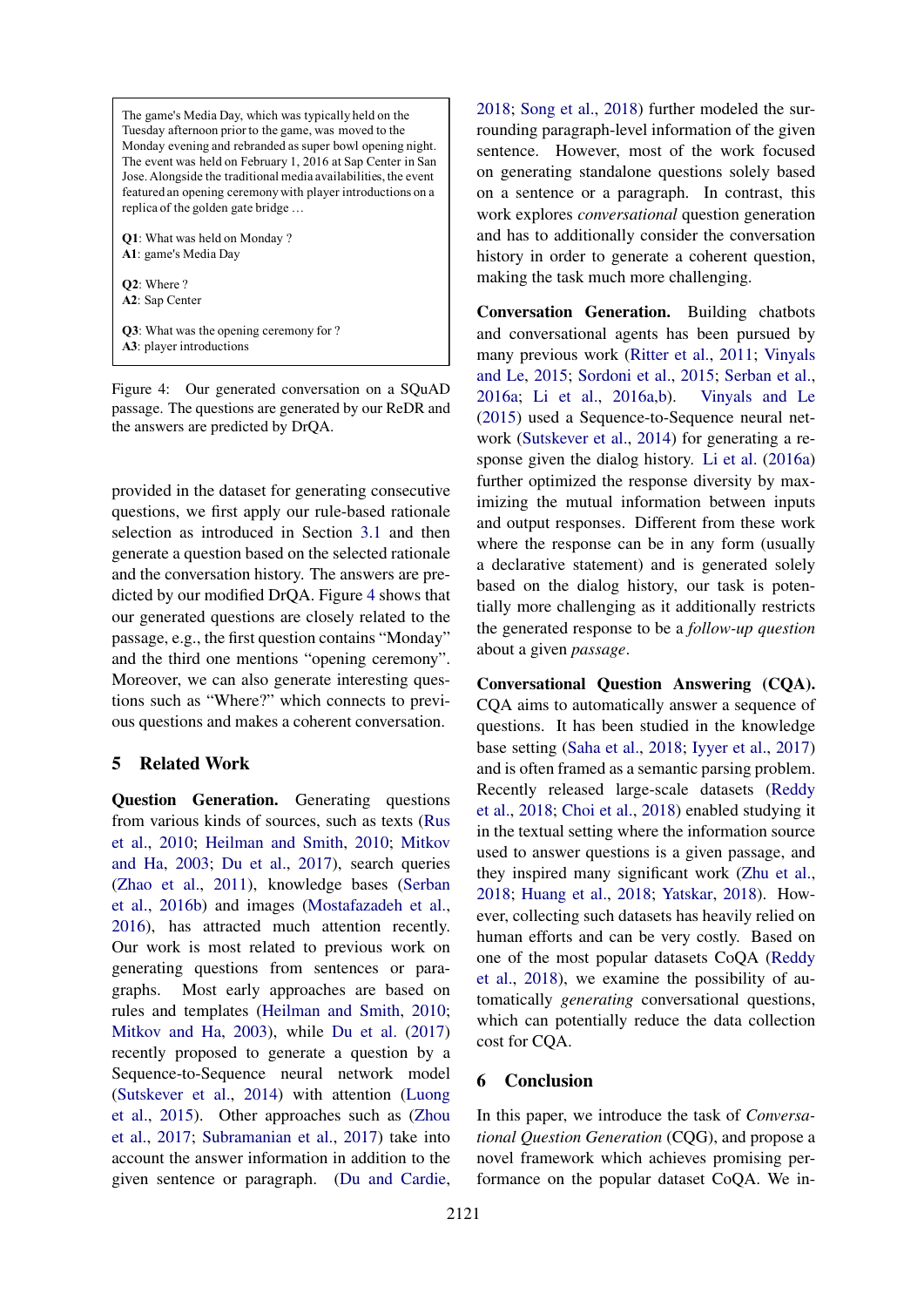The game's Media Day, which was typically held on the Tuesday afternoon prior to the game, was moved to the Monday evening and rebranded as super bowl opening night. The event was held on February 1, 2016 at Sap Center in San Jose. Alongside the traditional media availabilities, the event featured an opening ceremony with player introductions on a replica of the golden gate bridge …

**Q1**: What was held on Monday ?
**A1**: game's Media Day

**Q2**: Where ?
**A2**: Sap Center

**Q3**: What was the opening ceremony for ?
**A3**: player introductions

Figure 4: Our generated conversation on a SQuAD passage. The questions are generated by our ReDR and the answers are predicted by DrQA.

provided in the dataset for generating consecutive questions, we first apply our rule-based rationale selection as introduced in Section 3.1 and then generate a question based on the selected rationale and the conversation history. The answers are predicted by our modified DrQA. Figure 4 shows that our generated questions are closely related to the passage, e.g., the first question contains "Monday" and the third one mentions "opening ceremony". Moreover, we can also generate interesting questions such as "Where?" which connects to previous questions and makes a coherent conversation.

## 5 Related Work

**Question Generation.** Generating questions from various kinds of sources, such as texts (Rus et al., 2010; Heilman and Smith, 2010; Mitkov and Ha, 2003; Du et al., 2017), search queries (Zhao et al., 2011), knowledge bases (Serban et al., 2016b) and images (Mostafazadeh et al., 2016), has attracted much attention recently. Our work is most related to previous work on generating questions from sentences or paragraphs. Most early approaches are based on rules and templates (Heilman and Smith, 2010; Mitkov and Ha, 2003), while Du et al. (2017) recently proposed to generate a question by a Sequence-to-Sequence neural network model (Sutskever et al., 2014) with attention (Luong et al., 2015). Other approaches such as (Zhou et al., 2017; Subramanian et al., 2017) take into account the answer information in addition to the given sentence or paragraph. (Du and Cardie, 2018; Song et al., 2018) further modeled the surrounding paragraph-level information of the given sentence. However, most of the work focused on generating standalone questions solely based on a sentence or a paragraph. In contrast, this work explores *conversational* question generation and has to additionally consider the conversation history in order to generate a coherent question, making the task much more challenging.

**Conversation Generation.** Building chatbots and conversational agents has been pursued by many previous work (Ritter et al., 2011; Vinyals and Le, 2015; Sordoni et al., 2015; Serban et al., 2016a; Li et al., 2016a,b). Vinyals and Le (2015) used a Sequence-to-Sequence neural network (Sutskever et al., 2014) for generating a response given the dialog history. Li et al. (2016a) further optimized the response diversity by maximizing the mutual information between inputs and output responses. Different from these work where the response can be in any form (usually a declarative statement) and is generated solely based on the dialog history, our task is potentially more challenging as it additionally restricts the generated response to be a *follow-up question* about a given *passage*.

**Conversational Question Answering (CQA).** CQA aims to automatically answer a sequence of questions. It has been studied in the knowledge base setting (Saha et al., 2018; Iyyer et al., 2017) and is often framed as a semantic parsing problem. Recently released large-scale datasets (Reddy et al., 2018; Choi et al., 2018) enabled studying it in the textual setting where the information source used to answer questions is a given passage, and they inspired many significant work (Zhu et al., 2018; Huang et al., 2018; Yatskar, 2018). However, collecting such datasets has heavily relied on human efforts and can be very costly. Based on one of the most popular datasets CoQA (Reddy et al., 2018), we examine the possibility of automatically *generating* conversational questions, which can potentially reduce the data collection cost for CQA.

## 6 Conclusion

In this paper, we introduce the task of *Conversational Question Generation* (CQG), and propose a novel framework which achieves promising performance on the popular dataset CoQA. We in-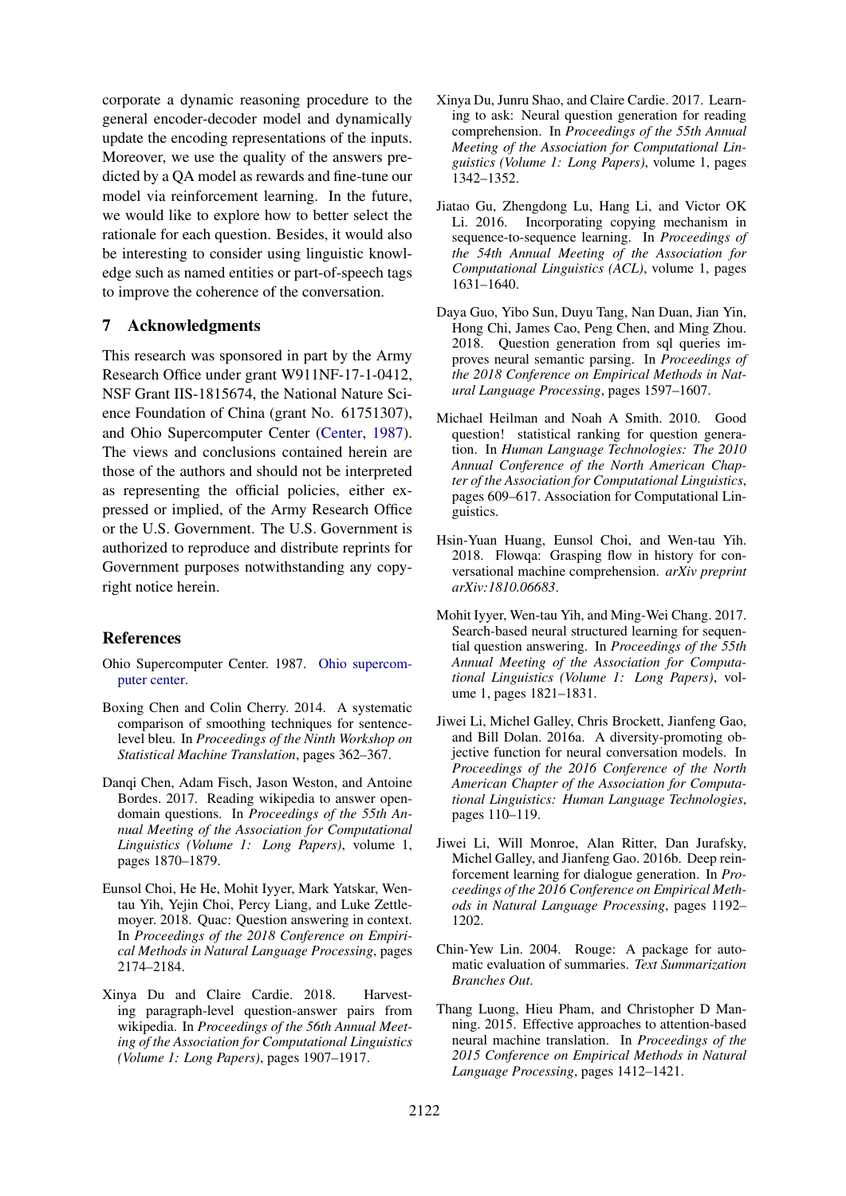corporate a dynamic reasoning procedure to the general encoder-decoder model and dynamically update the encoding representations of the inputs. Moreover, we use the quality of the answers predicted by a QA model as rewards and fine-tune our model via reinforcement learning. In the future, we would like to explore how to better select the rationale for each question. Besides, it would also be interesting to consider using linguistic knowledge such as named entities or part-of-speech tags to improve the coherence of the conversation.

## 7 Acknowledgments

This research was sponsored in part by the Army Research Office under grant W911NF-17-1-0412, NSF Grant IIS-1815674, the National Nature Science Foundation of China (grant No. 61751307), and Ohio Supercomputer Center (Center, 1987). The views and conclusions contained herein are those of the authors and should not be interpreted as representing the official policies, either expressed or implied, of the Army Research Office or the U.S. Government. The U.S. Government is authorized to reproduce and distribute reprints for Government purposes notwithstanding any copyright notice herein.

## References

Ohio Supercomputer Center. 1987. Ohio supercomputer center.

Boxing Chen and Colin Cherry. 2014. A systematic comparison of smoothing techniques for sentence-level bleu. In *Proceedings of the Ninth Workshop on Statistical Machine Translation*, pages 362–367.

Danqi Chen, Adam Fisch, Jason Weston, and Antoine Bordes. 2017. Reading wikipedia to answer open-domain questions. In *Proceedings of the 55th Annual Meeting of the Association for Computational Linguistics (Volume 1: Long Papers)*, volume 1, pages 1870–1879.

Eunsol Choi, He He, Mohit Iyyer, Mark Yatskar, Wen-tau Yih, Yejin Choi, Percy Liang, and Luke Zettlemoyer. 2018. Quac: Question answering in context. In *Proceedings of the 2018 Conference on Empirical Methods in Natural Language Processing*, pages 2174–2184.

Xinya Du and Claire Cardie. 2018. Harvesting paragraph-level question-answer pairs from wikipedia. In *Proceedings of the 56th Annual Meeting of the Association for Computational Linguistics (Volume 1: Long Papers)*, pages 1907–1917.

Xinya Du, Junru Shao, and Claire Cardie. 2017. Learning to ask: Neural question generation for reading comprehension. In *Proceedings of the 55th Annual Meeting of the Association for Computational Linguistics (Volume 1: Long Papers)*, volume 1, pages 1342–1352.

Jiatao Gu, Zhengdong Lu, Hang Li, and Victor OK Li. 2016. Incorporating copying mechanism in sequence-to-sequence learning. In *Proceedings of the 54th Annual Meeting of the Association for Computational Linguistics (ACL)*, volume 1, pages 1631–1640.

Daya Guo, Yibo Sun, Duyu Tang, Nan Duan, Jian Yin, Hong Chi, James Cao, Peng Chen, and Ming Zhou. 2018. Question generation from sql queries improves neural semantic parsing. In *Proceedings of the 2018 Conference on Empirical Methods in Natural Language Processing*, pages 1597–1607.

Michael Heilman and Noah A Smith. 2010. Good question! statistical ranking for question generation. In *Human Language Technologies: The 2010 Annual Conference of the North American Chapter of the Association for Computational Linguistics*, pages 609–617. Association for Computational Linguistics.

Hsin-Yuan Huang, Eunsol Choi, and Wen-tau Yih. 2018. Flowqa: Grasping flow in history for conversational machine comprehension. *arXiv preprint arXiv:1810.06683*.

Mohit Iyyer, Wen-tau Yih, and Ming-Wei Chang. 2017. Search-based neural structured learning for sequential question answering. In *Proceedings of the 55th Annual Meeting of the Association for Computational Linguistics (Volume 1: Long Papers)*, volume 1, pages 1821–1831.

Jiwei Li, Michel Galley, Chris Brockett, Jianfeng Gao, and Bill Dolan. 2016a. A diversity-promoting objective function for neural conversation models. In *Proceedings of the 2016 Conference of the North American Chapter of the Association for Computational Linguistics: Human Language Technologies*, pages 110–119.

Jiwei Li, Will Monroe, Alan Ritter, Dan Jurafsky, Michel Galley, and Jianfeng Gao. 2016b. Deep reinforcement learning for dialogue generation. In *Proceedings of the 2016 Conference on Empirical Methods in Natural Language Processing*, pages 1192–1202.

Chin-Yew Lin. 2004. Rouge: A package for automatic evaluation of summaries. *Text Summarization Branches Out*.

Thang Luong, Hieu Pham, and Christopher D Manning. 2015. Effective approaches to attention-based neural machine translation. In *Proceedings of the 2015 Conference on Empirical Methods in Natural Language Processing*, pages 1412–1421.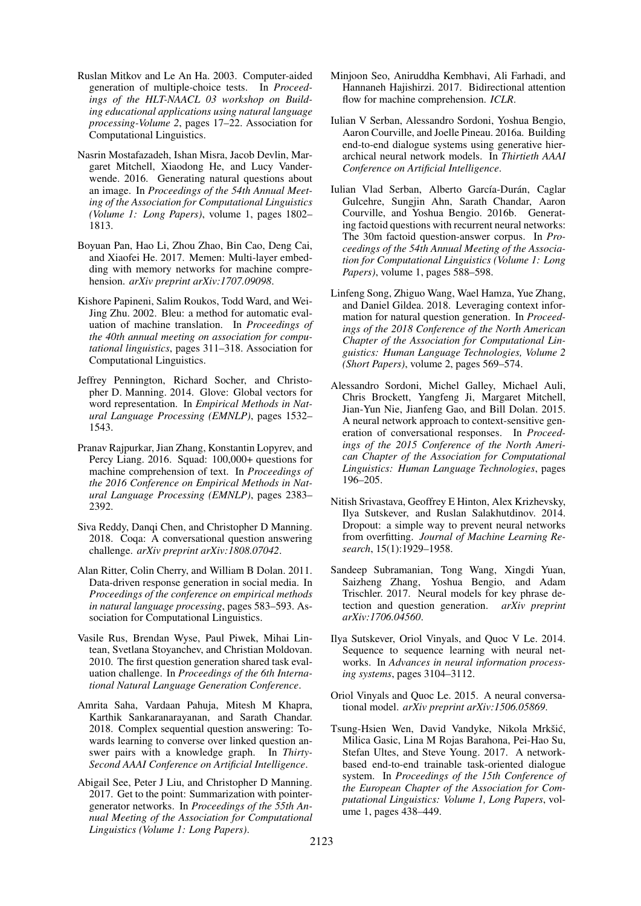Ruslan Mitkov and Le An Ha. 2003. Computer-aided generation of multiple-choice tests. In *Proceedings of the HLT-NAACL 03 workshop on Building educational applications using natural language processing-Volume 2*, pages 17–22. Association for Computational Linguistics.

Nasrin Mostafazadeh, Ishan Misra, Jacob Devlin, Margaret Mitchell, Xiaodong He, and Lucy Vanderwende. 2016. Generating natural questions about an image. In *Proceedings of the 54th Annual Meeting of the Association for Computational Linguistics (Volume 1: Long Papers)*, volume 1, pages 1802–1813.

Boyuan Pan, Hao Li, Zhou Zhao, Bin Cao, Deng Cai, and Xiaofei He. 2017. Memen: Multi-layer embedding with memory networks for machine comprehension. *arXiv preprint arXiv:1707.09098*.

Kishore Papineni, Salim Roukos, Todd Ward, and Wei-Jing Zhu. 2002. Bleu: a method for automatic evaluation of machine translation. In *Proceedings of the 40th annual meeting on association for computational linguistics*, pages 311–318. Association for Computational Linguistics.

Jeffrey Pennington, Richard Socher, and Christopher D. Manning. 2014. Glove: Global vectors for word representation. In *Empirical Methods in Natural Language Processing (EMNLP)*, pages 1532–1543.

Pranav Rajpurkar, Jian Zhang, Konstantin Lopyrev, and Percy Liang. 2016. Squad: 100,000+ questions for machine comprehension of text. In *Proceedings of the 2016 Conference on Empirical Methods in Natural Language Processing (EMNLP)*, pages 2383–2392.

Siva Reddy, Danqi Chen, and Christopher D Manning. 2018. Coqa: A conversational question answering challenge. *arXiv preprint arXiv:1808.07042*.

Alan Ritter, Colin Cherry, and William B Dolan. 2011. Data-driven response generation in social media. In *Proceedings of the conference on empirical methods in natural language processing*, pages 583–593. Association for Computational Linguistics.

Vasile Rus, Brendan Wyse, Paul Piwek, Mihai Lintean, Svetlana Stoyanchev, and Christian Moldovan. 2010. The first question generation shared task evaluation challenge. In *Proceedings of the 6th International Natural Language Generation Conference*.

Amrita Saha, Vardaan Pahuja, Mitesh M Khapra, Karthik Sankaranarayanan, and Sarath Chandar. 2018. Complex sequential question answering: Towards learning to converse over linked question answer pairs with a knowledge graph. In *Thirty-Second AAAI Conference on Artificial Intelligence*.

Abigail See, Peter J Liu, and Christopher D Manning. 2017. Get to the point: Summarization with pointer-generator networks. In *Proceedings of the 55th Annual Meeting of the Association for Computational Linguistics (Volume 1: Long Papers)*.

Minjoon Seo, Aniruddha Kembhavi, Ali Farhadi, and Hannaneh Hajishirzi. 2017. Bidirectional attention flow for machine comprehension. *ICLR*.

Iulian V Serban, Alessandro Sordoni, Yoshua Bengio, Aaron Courville, and Joelle Pineau. 2016a. Building end-to-end dialogue systems using generative hierarchical neural network models. In *Thirtieth AAAI Conference on Artificial Intelligence*.

Iulian Vlad Serban, Alberto García-Durán, Caglar Gulcehre, Sungjin Ahn, Sarath Chandar, Aaron Courville, and Yoshua Bengio. 2016b. Generating factoid questions with recurrent neural networks: The 30m factoid question-answer corpus. In *Proceedings of the 54th Annual Meeting of the Association for Computational Linguistics (Volume 1: Long Papers)*, volume 1, pages 588–598.

Linfeng Song, Zhiguo Wang, Wael Hamza, Yue Zhang, and Daniel Gildea. 2018. Leveraging context information for natural question generation. In *Proceedings of the 2018 Conference of the North American Chapter of the Association for Computational Linguistics: Human Language Technologies, Volume 2 (Short Papers)*, volume 2, pages 569–574.

Alessandro Sordoni, Michel Galley, Michael Auli, Chris Brockett, Yangfeng Ji, Margaret Mitchell, Jian-Yun Nie, Jianfeng Gao, and Bill Dolan. 2015. A neural network approach to context-sensitive generation of conversational responses. In *Proceedings of the 2015 Conference of the North American Chapter of the Association for Computational Linguistics: Human Language Technologies*, pages 196–205.

Nitish Srivastava, Geoffrey E Hinton, Alex Krizhevsky, Ilya Sutskever, and Ruslan Salakhutdinov. 2014. Dropout: a simple way to prevent neural networks from overfitting. *Journal of Machine Learning Research*, 15(1):1929–1958.

Sandeep Subramanian, Tong Wang, Xingdi Yuan, Saizheng Zhang, Yoshua Bengio, and Adam Trischler. 2017. Neural models for key phrase detection and question generation. *arXiv preprint arXiv:1706.04560*.

Ilya Sutskever, Oriol Vinyals, and Quoc V Le. 2014. Sequence to sequence learning with neural networks. In *Advances in neural information processing systems*, pages 3104–3112.

Oriol Vinyals and Quoc Le. 2015. A neural conversational model. *arXiv preprint arXiv:1506.05869*.

Tsung-Hsien Wen, David Vandyke, Nikola Mrkšić, Milica Gasic, Lina M Rojas Barahona, Pei-Hao Su, Stefan Ultes, and Steve Young. 2017. A network-based end-to-end trainable task-oriented dialogue system. In *Proceedings of the 15th Conference of the European Chapter of the Association for Computational Linguistics: Volume 1, Long Papers*, volume 1, pages 438–449.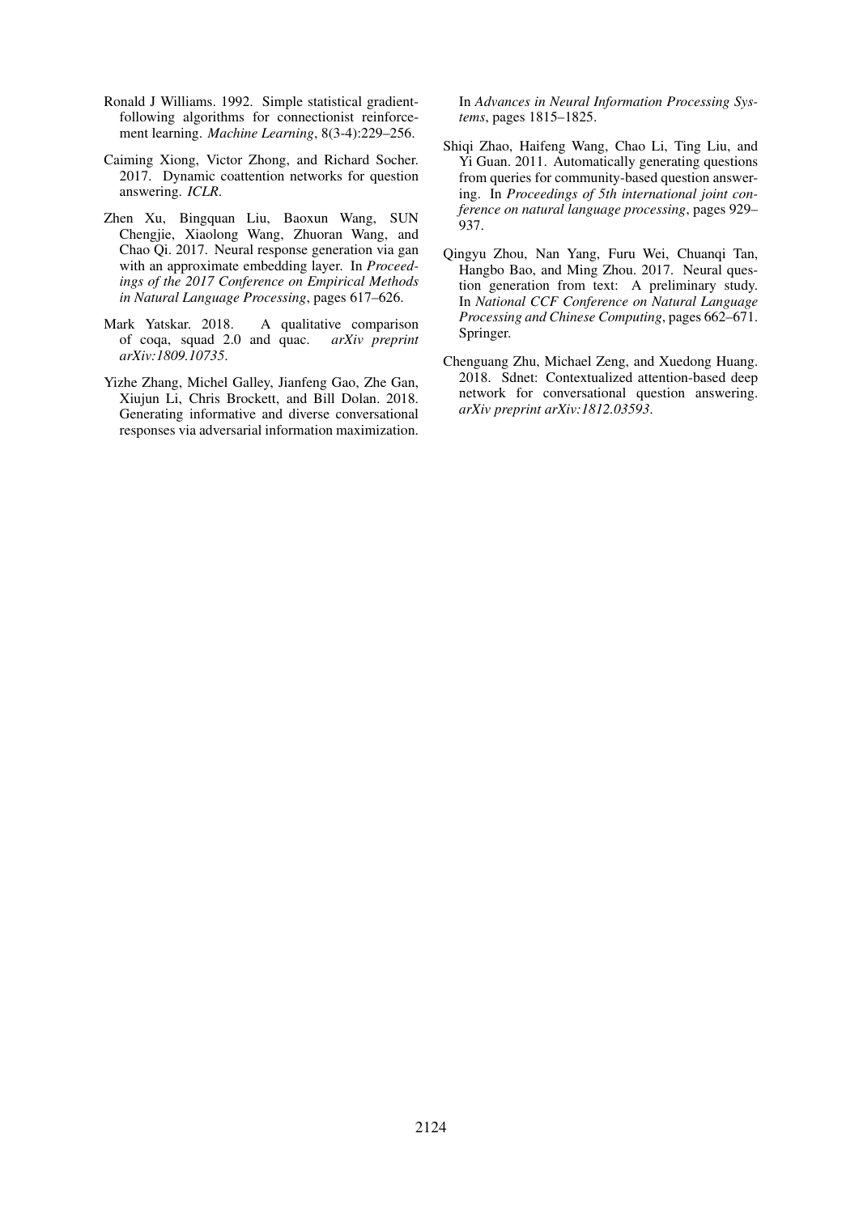Ronald J Williams. 1992. Simple statistical gradient-following algorithms for connectionist reinforcement learning. *Machine Learning*, 8(3-4):229–256.

Caiming Xiong, Victor Zhong, and Richard Socher. 2017. Dynamic coattention networks for question answering. *ICLR*.

Zhen Xu, Bingquan Liu, Baoxun Wang, SUN Chengjie, Xiaolong Wang, Zhuoran Wang, and Chao Qi. 2017. Neural response generation via gan with an approximate embedding layer. In *Proceedings of the 2017 Conference on Empirical Methods in Natural Language Processing*, pages 617–626.

Mark Yatskar. 2018. A qualitative comparison of coqa, squad 2.0 and quac. *arXiv preprint arXiv:1809.10735*.

Yizhe Zhang, Michel Galley, Jianfeng Gao, Zhe Gan, Xiujun Li, Chris Brockett, and Bill Dolan. 2018. Generating informative and diverse conversational responses via adversarial information maximization. In *Advances in Neural Information Processing Systems*, pages 1815–1825.

Shiqi Zhao, Haifeng Wang, Chao Li, Ting Liu, and Yi Guan. 2011. Automatically generating questions from queries for community-based question answering. In *Proceedings of 5th international joint conference on natural language processing*, pages 929–937.

Qingyu Zhou, Nan Yang, Furu Wei, Chuanqi Tan, Hangbo Bao, and Ming Zhou. 2017. Neural question generation from text: A preliminary study. In *National CCF Conference on Natural Language Processing and Chinese Computing*, pages 662–671. Springer.

Chenguang Zhu, Michael Zeng, and Xuedong Huang. 2018. Sdnet: Contextualized attention-based deep network for conversational question answering. *arXiv preprint arXiv:1812.03593*.